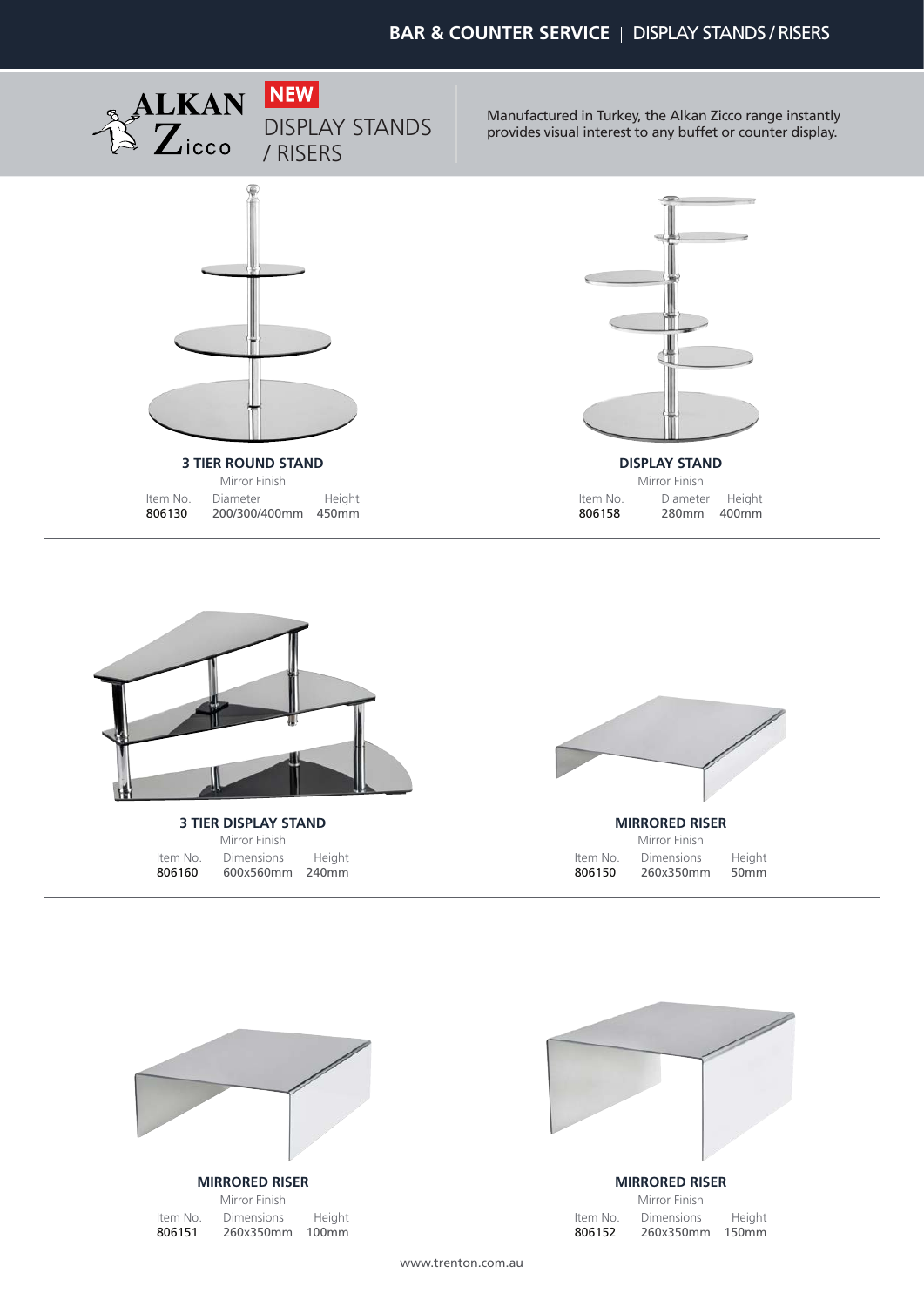# BAR & COUNTER SERVICE | DISPLAY STANDS / RISERS

ALKAN Zicco

**NEW**

## DISPLAY STANDS / RISERS

Manufactured in Turkey, the Alkan Zicco range instantly provides visual interest to any buffet or counter display.

### 3 TIER ROUND STAND

Mirror Finish

| Item No. | Diameter | Height |
| --- | --- | --- |
| 806130 | 200/300/400mm | 450mm |

### DISPLAY STAND

Mirror Finish

| Item No. | Diameter | Height |
| --- | --- | --- |
| 806158 | 280mm | 400mm |

### 3 TIER DISPLAY STAND

Mirror Finish

| Item No. | Dimensions | Height |
| --- | --- | --- |
| 806160 | 600x560mm | 240mm |

### MIRRORED RISER

Mirror Finish

| Item No. | Dimensions | Height |
| --- | --- | --- |
| 806150 | 260x350mm | 50mm |

### MIRRORED RISER

Mirror Finish

| Item No. | Dimensions | Height |
| --- | --- | --- |
| 806151 | 260x350mm | 100mm |

### MIRRORED RISER

Mirror Finish

| Item No. | Dimensions | Height |
| --- | --- | --- |
| 806152 | 260x350mm | 150mm |

www.trenton.com.au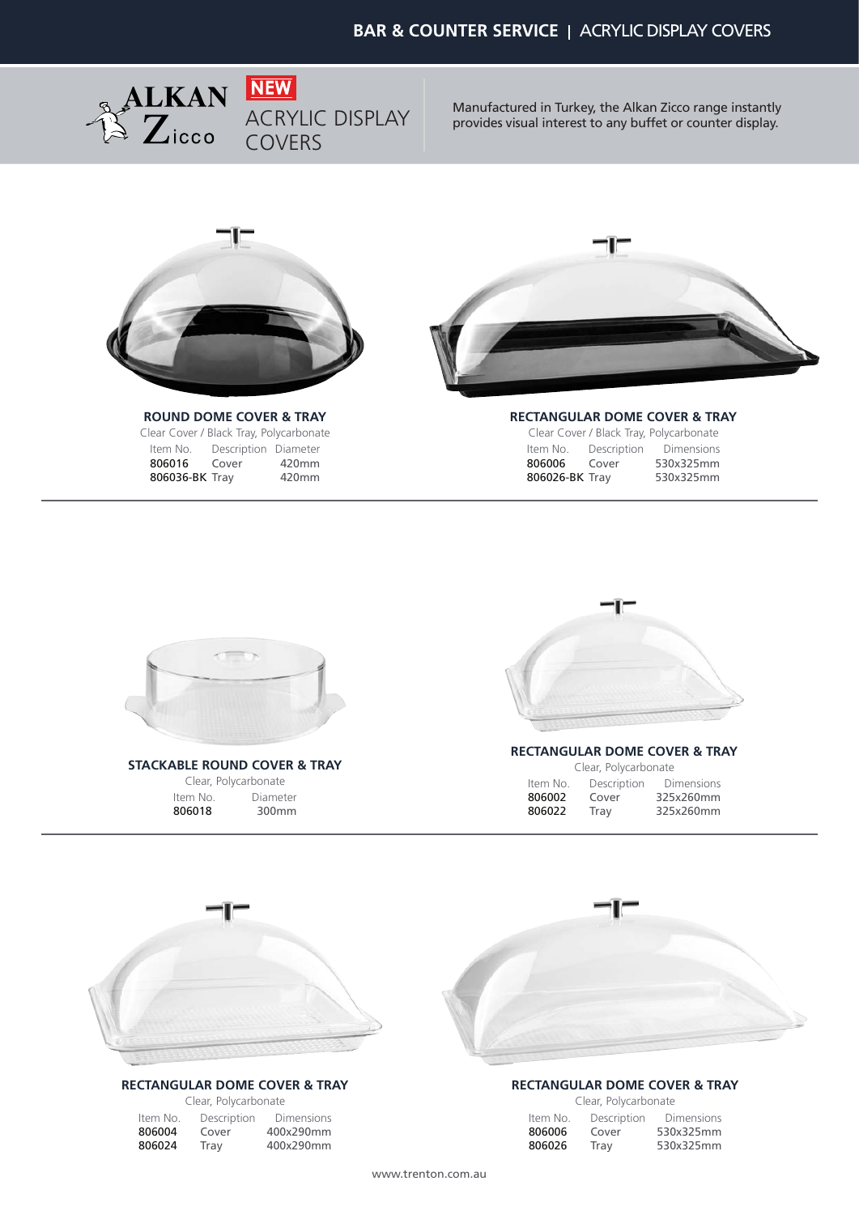ALKAN Zicco

**NEW**

# ACRYLIC DISPLAY COVERS

Manufactured in Turkey, the Alkan Zicco range instantly provides visual interest to any buffet or counter display.

### ROUND DOME COVER & TRAY

Clear Cover / Black Tray, Polycarbonate

| Item No. | Description | Diameter |
|---|---|---|
| 806016 | Cover | 420mm |
| 806036-BK | Tray | 420mm |

### RECTANGULAR DOME COVER & TRAY

Clear Cover / Black Tray, Polycarbonate

| Item No. | Description | Dimensions |
|---|---|---|
| 806006 | Cover | 530x325mm |
| 806026-BK | Tray | 530x325mm |

### STACKABLE ROUND COVER & TRAY

Clear, Polycarbonate

| Item No. | Diameter |
|---|---|
| 806018 | 300mm |

### RECTANGULAR DOME COVER & TRAY

Clear, Polycarbonate

| Item No. | Description | Dimensions |
|---|---|---|
| 806002 | Cover | 325x260mm |
| 806022 | Tray | 325x260mm |

### RECTANGULAR DOME COVER & TRAY

Clear, Polycarbonate

| Item No. | Description | Dimensions |
|---|---|---|
| 806004 | Cover | 400x290mm |
| 806024 | Tray | 400x290mm |

### RECTANGULAR DOME COVER & TRAY

Clear, Polycarbonate

| Item No. | Description | Dimensions |
|---|---|---|
| 806006 | Cover | 530x325mm |
| 806026 | Tray | 530x325mm |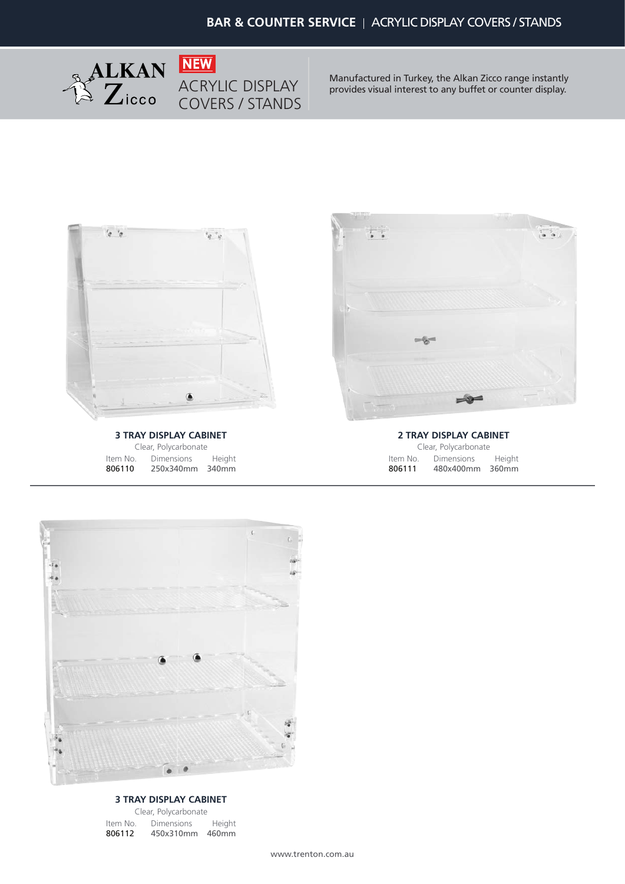**BAR & COUNTER SERVICE** | ACRYLIC DISPLAY COVERS / STANDS

ALKAN Zicco

**NEW**

# ACRYLIC DISPLAY COVERS / STANDS

Manufactured in Turkey, the Alkan Zicco range instantly provides visual interest to any buffet or counter display.

### 3 TRAY DISPLAY CABINET

Clear, Polycarbonate

| Item No. | Dimensions | Height |
| --- | --- | --- |
| 806110 | 250x340mm | 340mm |

### 2 TRAY DISPLAY CABINET

Clear, Polycarbonate

| Item No. | Dimensions | Height |
| --- | --- | --- |
| 806111 | 480x400mm | 360mm |

### 3 TRAY DISPLAY CABINET

Clear, Polycarbonate

| Item No. | Dimensions | Height |
| --- | --- | --- |
| 806112 | 450x310mm | 460mm |

www.trenton.com.au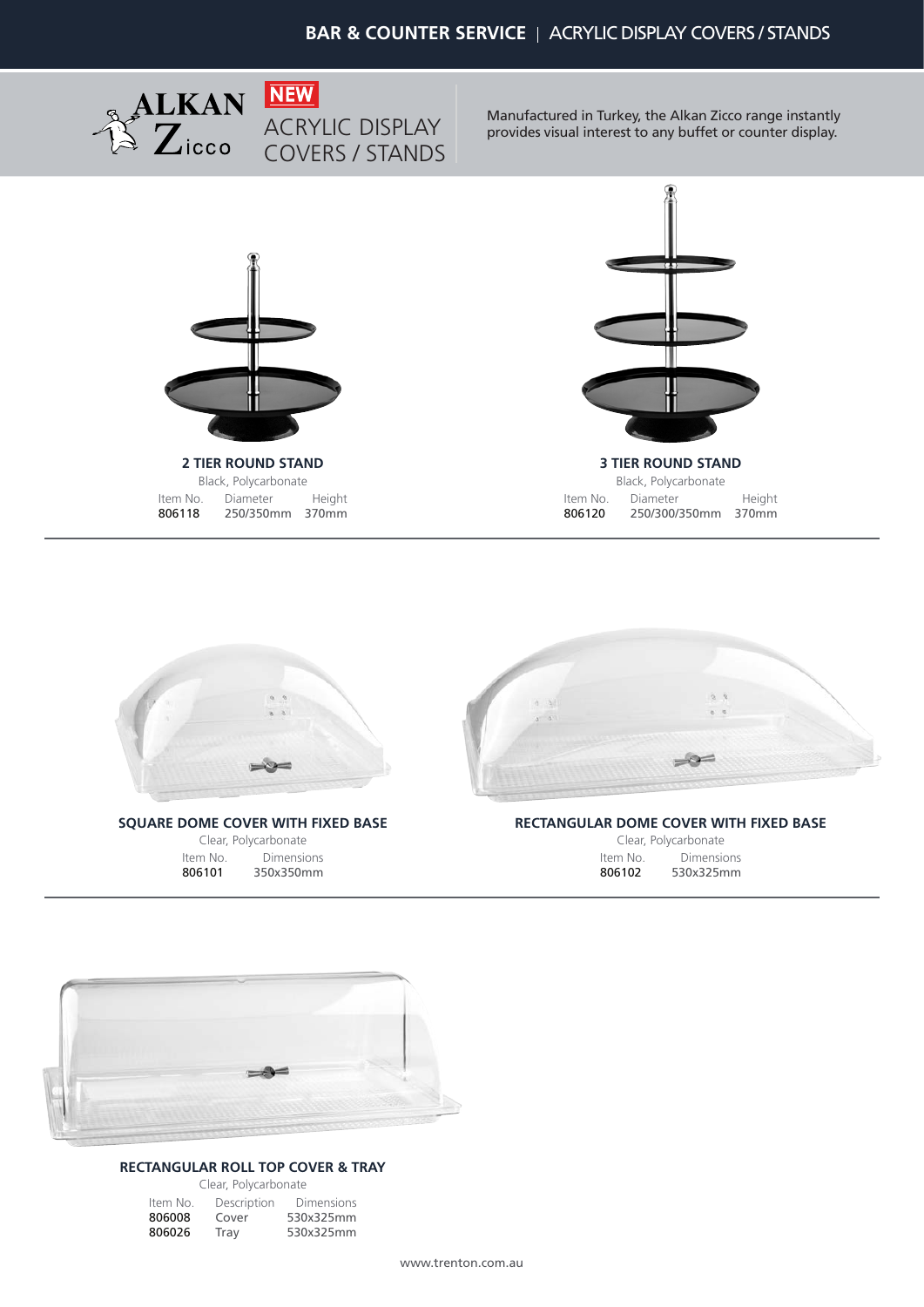**BAR & COUNTER SERVICE** | ACRYLIC DISPLAY COVERS / STANDS

ALKAN Zicco

**NEW**

# ACRYLIC DISPLAY COVERS / STANDS

Manufactured in Turkey, the Alkan Zicco range instantly provides visual interest to any buffet or counter display.

### 2 TIER ROUND STAND

Black, Polycarbonate

| Item No. | Diameter | Height |
| --- | --- | --- |
| 806118 | 250/350mm | 370mm |

### 3 TIER ROUND STAND

Black, Polycarbonate

| Item No. | Diameter | Height |
| --- | --- | --- |
| 806120 | 250/300/350mm | 370mm |

### SQUARE DOME COVER WITH FIXED BASE

Clear, Polycarbonate

| Item No. | Dimensions |
| --- | --- |
| 806101 | 350x350mm |

### RECTANGULAR DOME COVER WITH FIXED BASE

Clear, Polycarbonate

| Item No. | Dimensions |
| --- | --- |
| 806102 | 530x325mm |

### RECTANGULAR ROLL TOP COVER & TRAY

Clear, Polycarbonate

| Item No. | Description | Dimensions |
| --- | --- | --- |
| 806008 | Cover | 530x325mm |
| 806026 | Tray | 530x325mm |

www.trenton.com.au